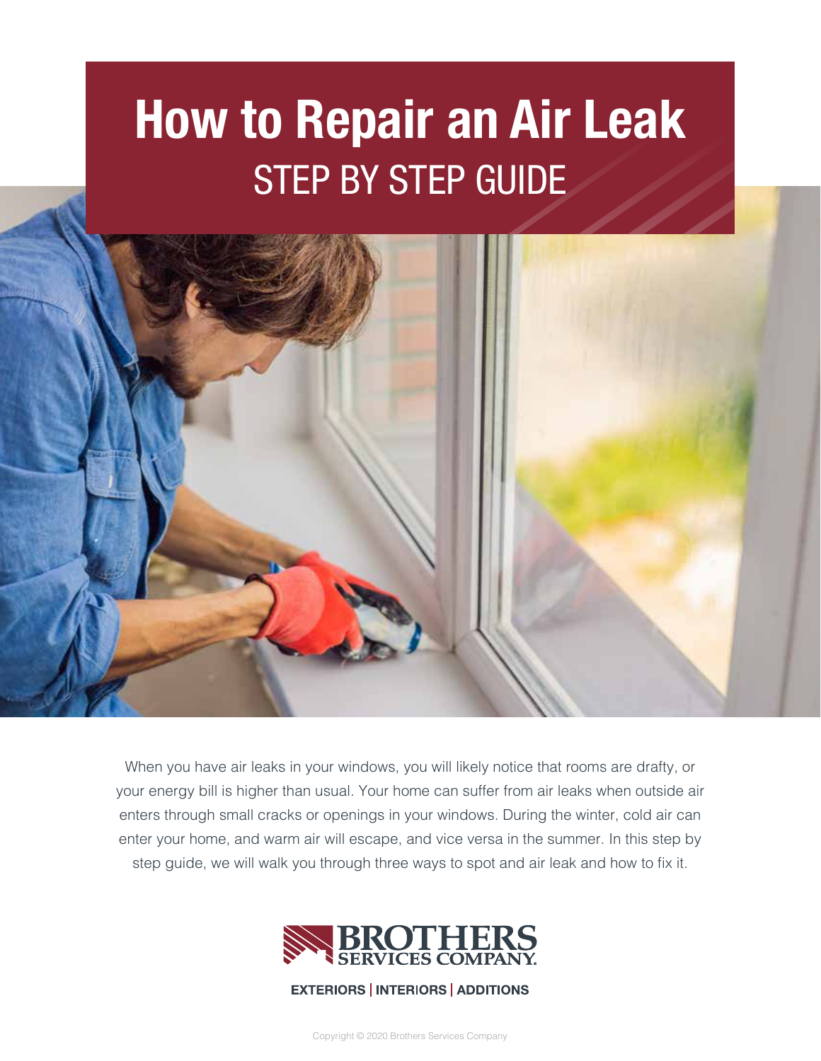# How to Repair an Air Leak

## STEP BY STEP GUIDE

When you have air leaks in your windows, you will likely notice that rooms are drafty, or your energy bill is higher than usual. Your home can suffer from air leaks when outside air enters through small cracks or openings in your windows. During the winter, cold air can enter your home, and warm air will escape, and vice versa in the summer. In this step by step guide, we will walk you through three ways to spot and air leak and how to fix it.

BROTHERS SERVICES COMPANY.

EXTERIORS | INTERIORS | ADDITIONS

Copyright © 2020 Brothers Services Company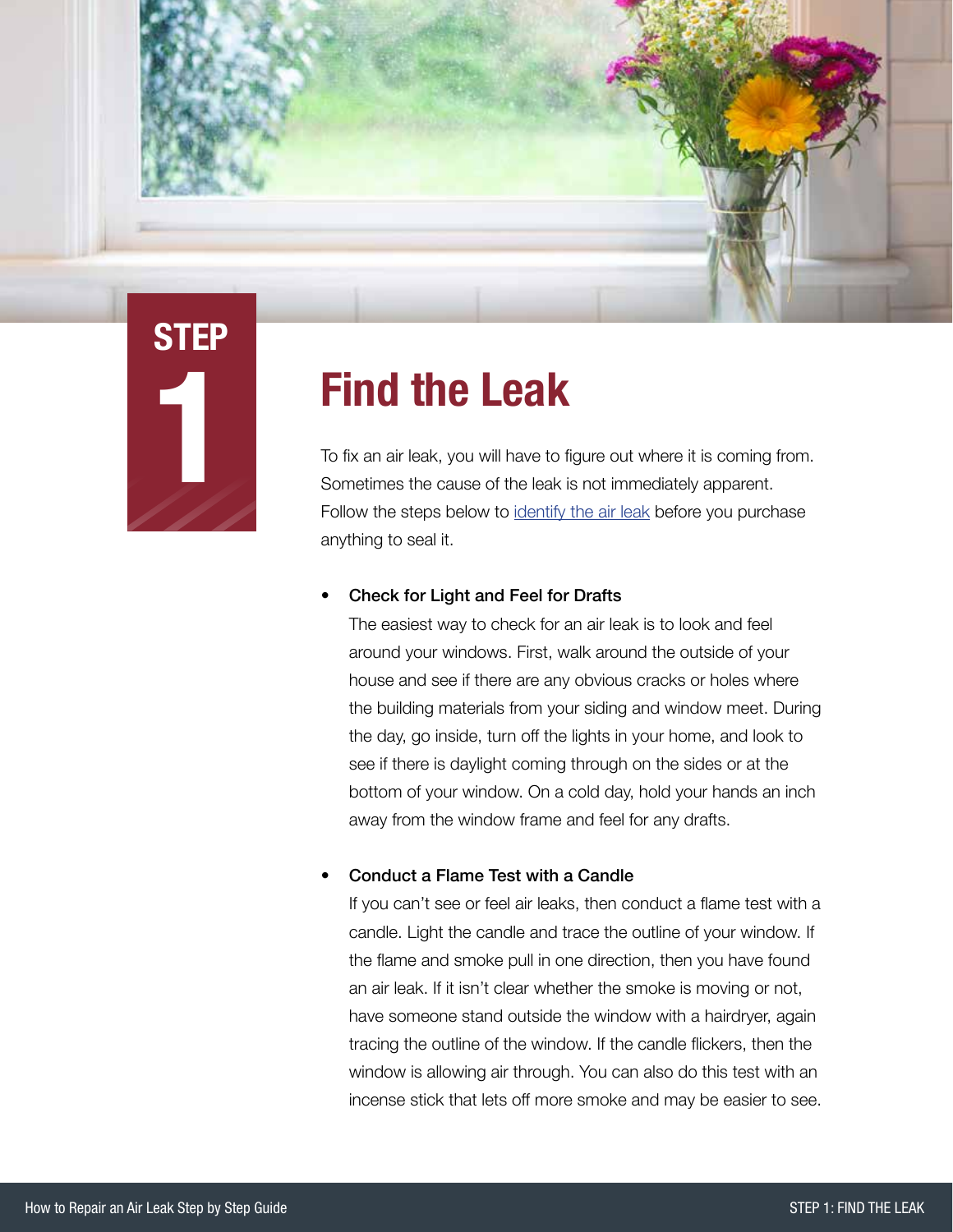STEP 1

# Find the Leak

To fix an air leak, you will have to figure out where it is coming from. Sometimes the cause of the leak is not immediately apparent. Follow the steps below to identify the air leak before you purchase anything to seal it.

- **Check for Light and Feel for Drafts**
  The easiest way to check for an air leak is to look and feel around your windows. First, walk around the outside of your house and see if there are any obvious cracks or holes where the building materials from your siding and window meet. During the day, go inside, turn off the lights in your home, and look to see if there is daylight coming through on the sides or at the bottom of your window. On a cold day, hold your hands an inch away from the window frame and feel for any drafts.

- **Conduct a Flame Test with a Candle**
  If you can't see or feel air leaks, then conduct a flame test with a candle. Light the candle and trace the outline of your window. If the flame and smoke pull in one direction, then you have found an air leak. If it isn't clear whether the smoke is moving or not, have someone stand outside the window with a hairdryer, again tracing the outline of the window. If the candle flickers, then the window is allowing air through. You can also do this test with an incense stick that lets off more smoke and may be easier to see.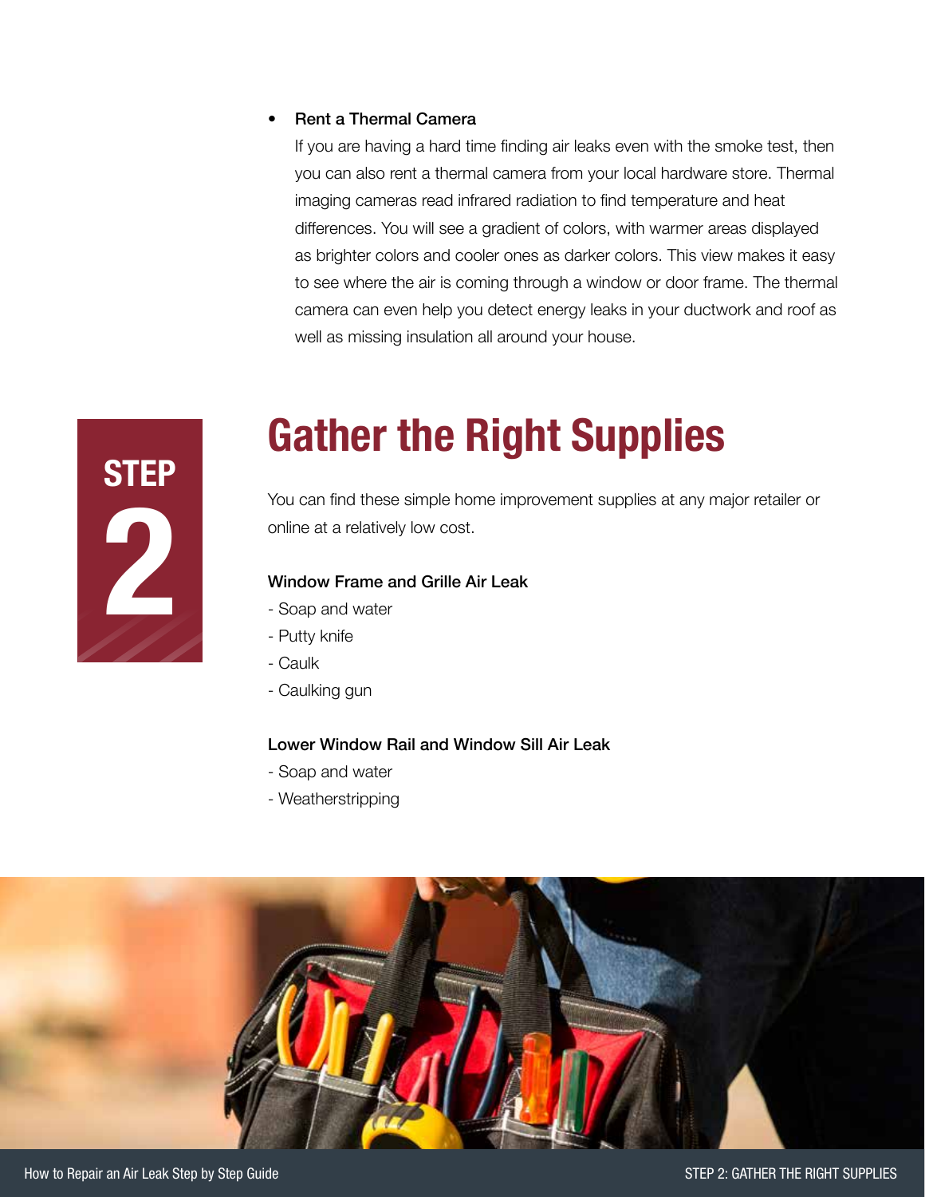- **Rent a Thermal Camera**

  If you are having a hard time finding air leaks even with the smoke test, then you can also rent a thermal camera from your local hardware store. Thermal imaging cameras read infrared radiation to find temperature and heat differences. You will see a gradient of colors, with warmer areas displayed as brighter colors and cooler ones as darker colors. This view makes it easy to see where the air is coming through a window or door frame. The thermal camera can even help you detect energy leaks in your ductwork and roof as well as missing insulation all around your house.

STEP 2

# Gather the Right Supplies

You can find these simple home improvement supplies at any major retailer or online at a relatively low cost.

**Window Frame and Grille Air Leak**

- Soap and water
- Putty knife
- Caulk
- Caulking gun

**Lower Window Rail and Window Sill Air Leak**

- Soap and water
- Weatherstripping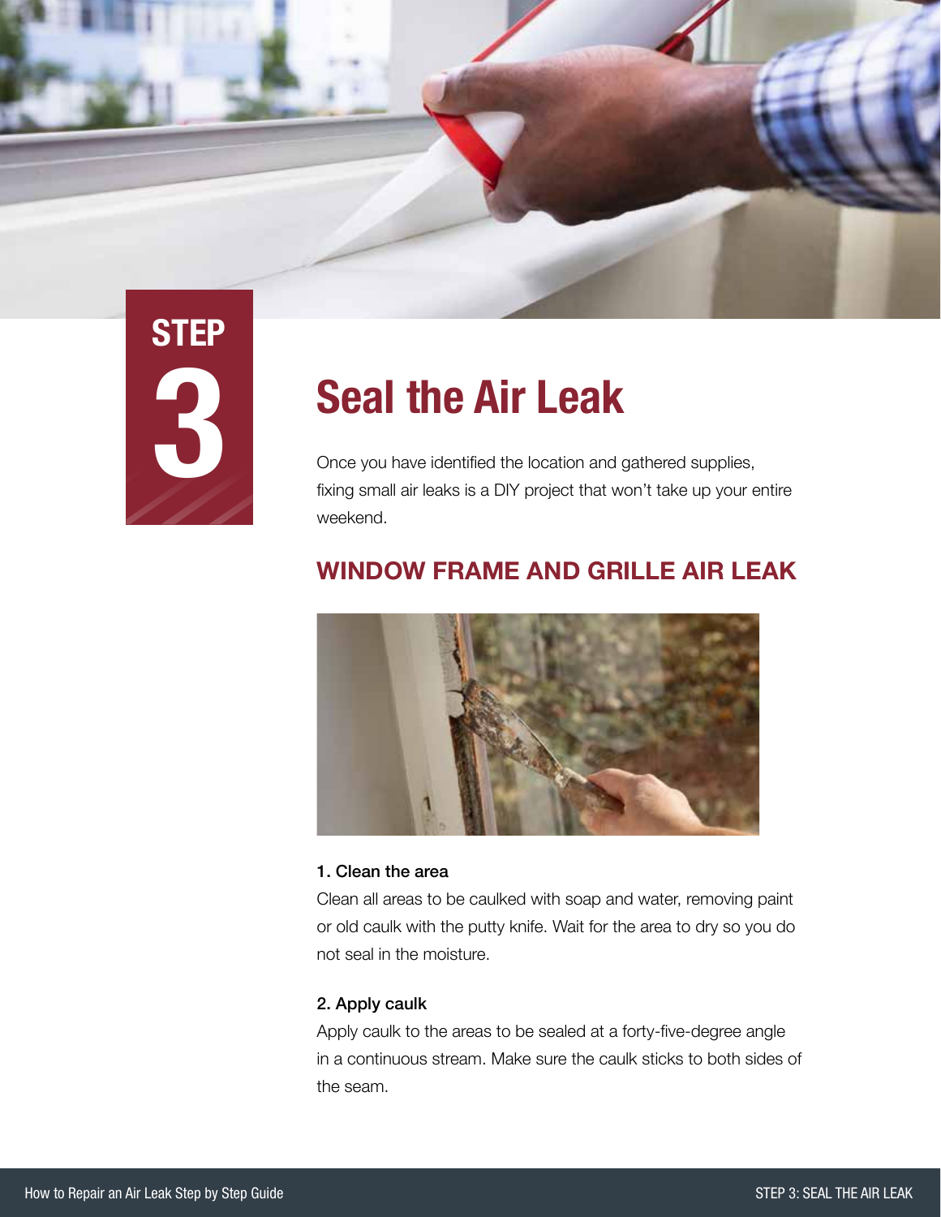STEP 3

# Seal the Air Leak

Once you have identified the location and gathered supplies, fixing small air leaks is a DIY project that won't take up your entire weekend.

## WINDOW FRAME AND GRILLE AIR LEAK

**1. Clean the area**

Clean all areas to be caulked with soap and water, removing paint or old caulk with the putty knife. Wait for the area to dry so you do not seal in the moisture.

**2. Apply caulk**

Apply caulk to the areas to be sealed at a forty-five-degree angle in a continuous stream. Make sure the caulk sticks to both sides of the seam.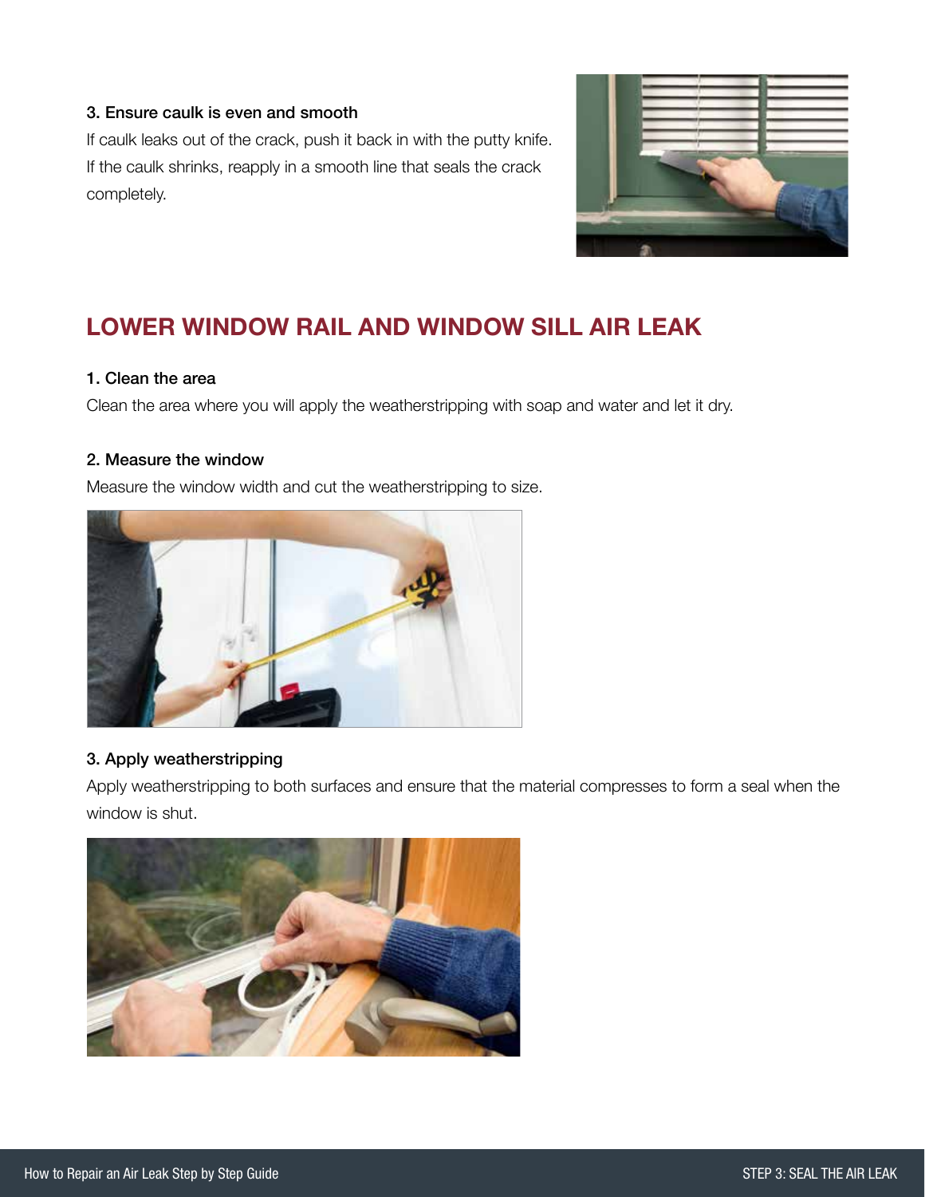### 3. Ensure caulk is even and smooth

If caulk leaks out of the crack, push it back in with the putty knife. If the caulk shrinks, reapply in a smooth line that seals the crack completely.

## LOWER WINDOW RAIL AND WINDOW SILL AIR LEAK

### 1. Clean the area

Clean the area where you will apply the weatherstripping with soap and water and let it dry.

### 2. Measure the window

Measure the window width and cut the weatherstripping to size.

### 3. Apply weatherstripping

Apply weatherstripping to both surfaces and ensure that the material compresses to form a seal when the window is shut.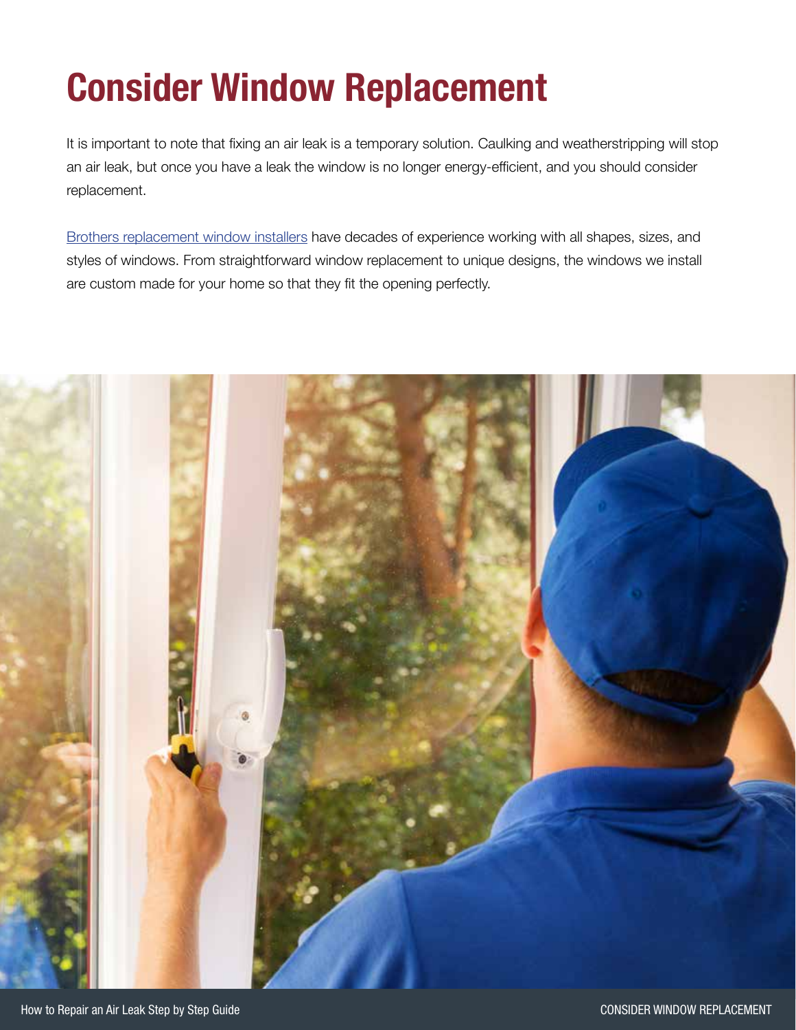# Consider Window Replacement

It is important to note that fixing an air leak is a temporary solution. Caulking and weatherstripping will stop an air leak, but once you have a leak the window is no longer energy-efficient, and you should consider replacement.

[Brothers replacement window installers] have decades of experience working with all shapes, sizes, and styles of windows. From straightforward window replacement to unique designs, the windows we install are custom made for your home so that they fit the opening perfectly.